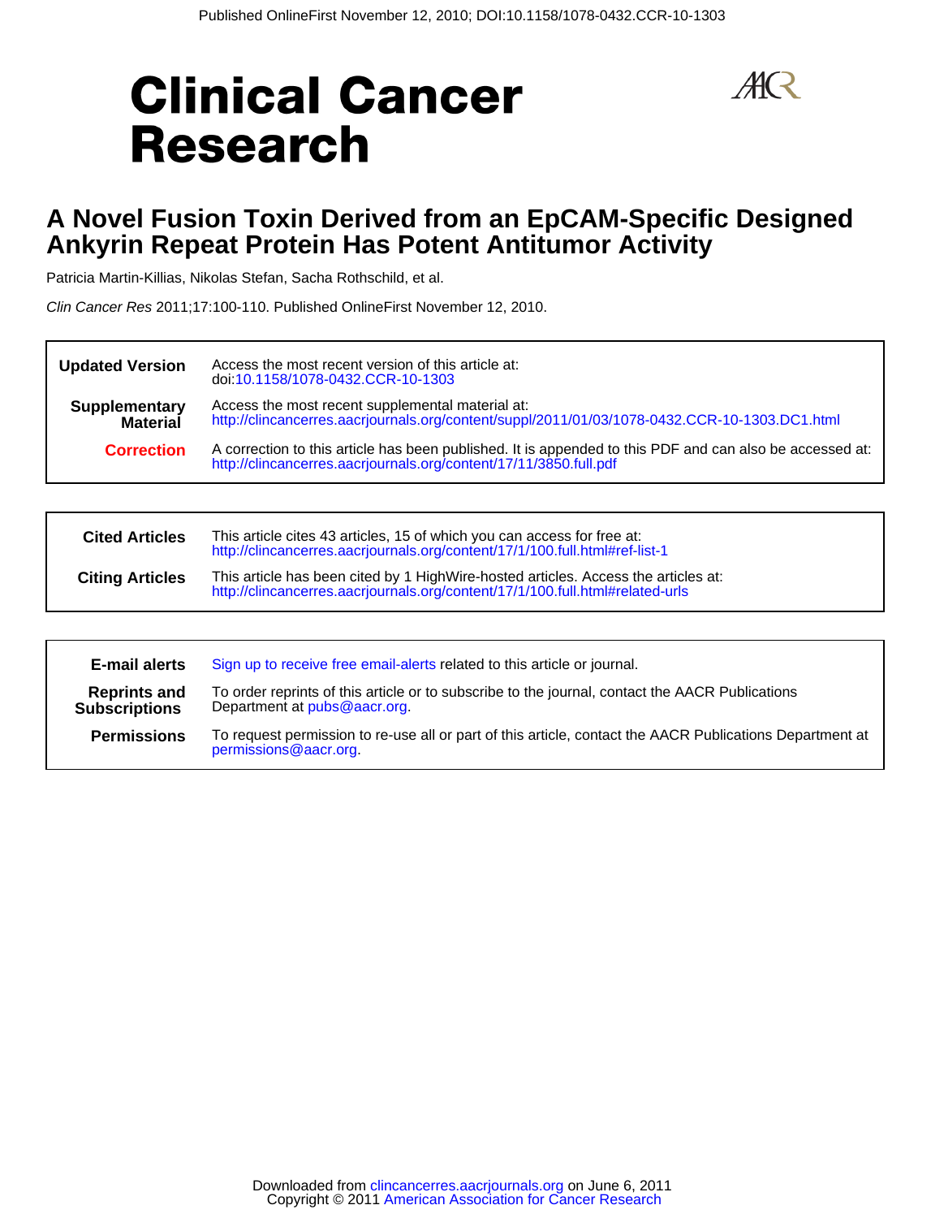Published OnlineFirst November 12, 2010; DOI:10.1158/1078-0432.CCR-10-1303

# Clinical Cancer Research

## A Novel Fusion Toxin Derived from an EpCAM-Specific Designed Ankyrin Repeat Protein Has Potent Antitumor Activity

Patricia Martin-Killias, Nikolas Stefan, Sacha Rothschild, et al.

*Clin Cancer Res* 2011;17:100-110. Published OnlineFirst November 12, 2010.

| | |
|---|---|
| **Updated Version** | Access the most recent version of this article at: doi:10.1158/1078-0432.CCR-10-1303 |
| **Supplementary Material** | Access the most recent supplemental material at: http://clincancerres.aacrjournals.org/content/suppl/2011/01/03/1078-0432.CCR-10-1303.DC1.html |
| **Correction** | A correction to this article has been published. It is appended to this PDF and can also be accessed at: http://clincancerres.aacrjournals.org/content/17/11/3850.full.pdf |

| | |
|---|---|
| **Cited Articles** | This article cites 43 articles, 15 of which you can access for free at: http://clincancerres.aacrjournals.org/content/17/1/100.full.html#ref-list-1 |
| **Citing Articles** | This article has been cited by 1 HighWire-hosted articles. Access the articles at: http://clincancerres.aacrjournals.org/content/17/1/100.full.html#related-urls |

| | |
|---|---|
| **E-mail alerts** | Sign up to receive free email-alerts related to this article or journal. |
| **Reprints and Subscriptions** | To order reprints of this article or to subscribe to the journal, contact the AACR Publications Department at pubs@aacr.org. |
| **Permissions** | To request permission to re-use all or part of this article, contact the AACR Publications Department at permissions@aacr.org. |

Downloaded from clincancerres.aacrjournals.org on June 6, 2011
Copyright © 2011 American Association for Cancer Research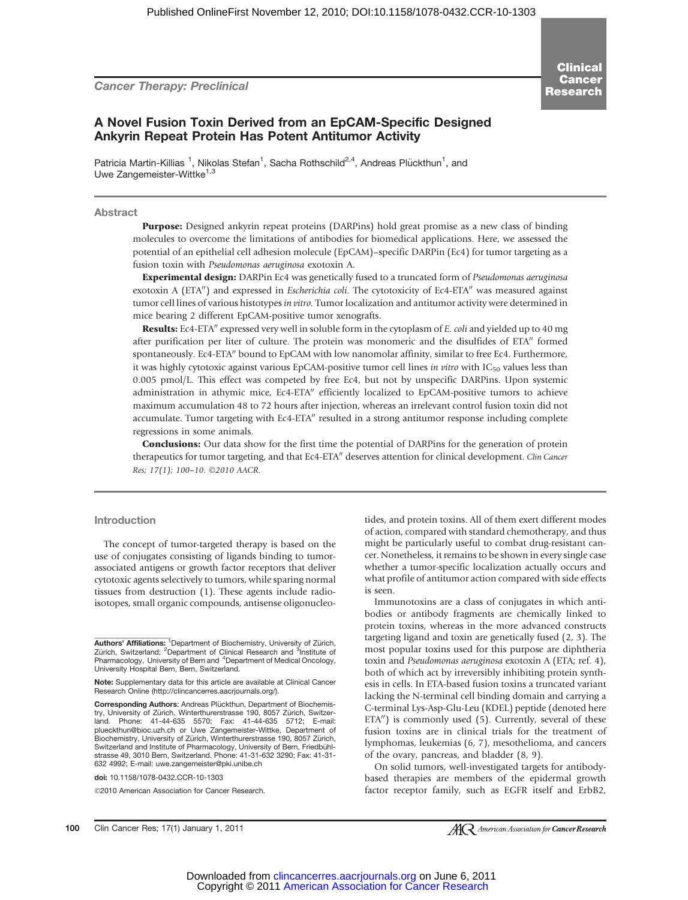Cancer Therapy: Preclinical

# A Novel Fusion Toxin Derived from an EpCAM-Specific Designed Ankyrin Repeat Protein Has Potent Antitumor Activity

Patricia Martin-Killias [1], Nikolas Stefan[1], Sacha Rothschild[2,4], Andreas Plückthun[1], and Uwe Zangemeister-Wittke[1,3]

## Abstract

**Purpose:** Designed ankyrin repeat proteins (DARPins) hold great promise as a new class of binding molecules to overcome the limitations of antibodies for biomedical applications. Here, we assessed the potential of an epithelial cell adhesion molecule (EpCAM)–specific DARPin (Ec4) for tumor targeting as a fusion toxin with *Pseudomonas aeruginosa* exotoxin A.

**Experimental design:** DARPin Ec4 was genetically fused to a truncated form of *Pseudomonas aeruginosa* exotoxin A (ETA″) and expressed in *Escherichia coli.* The cytotoxicity of Ec4-ETA″ was measured against tumor cell lines of various histotypes *in vitro.* Tumor localization and antitumor activity were determined in mice bearing 2 different EpCAM-positive tumor xenografts.

**Results:** Ec4-ETA″ expressed very well in soluble form in the cytoplasm of *E. coli* and yielded up to 40 mg after purification per liter of culture. The protein was monomeric and the disulfides of ETA″ formed spontaneously. Ec4-ETA″ bound to EpCAM with low nanomolar affinity, similar to free Ec4. Furthermore, it was highly cytotoxic against various EpCAM-positive tumor cell lines *in vitro* with $IC_{50}$ values less than 0.005 pmol/L. This effect was competed by free Ec4, but not by unspecific DARPins. Upon systemic administration in athymic mice, Ec4-ETA″ efficiently localized to EpCAM-positive tumors to achieve maximum accumulation 48 to 72 hours after injection, whereas an irrelevant control fusion toxin did not accumulate. Tumor targeting with Ec4-ETA″ resulted in a strong antitumor response including complete regressions in some animals.

**Conclusions:** Our data show for the first time the potential of DARPins for the generation of protein therapeutics for tumor targeting, and that Ec4-ETA″ deserves attention for clinical development. *Clin Cancer Res; 17(1); 100–10. ©2010 AACR.*

## Introduction

The concept of tumor-targeted therapy is based on the use of conjugates consisting of ligands binding to tumor-associated antigens or growth factor receptors that deliver cytotoxic agents selectively to tumors, while sparing normal tissues from destruction (1). These agents include radioisotopes, small organic compounds, antisense oligonucleotides, and protein toxins. All of them exert different modes of action, compared with standard chemotherapy, and thus might be particularly useful to combat drug-resistant cancer. Nonetheless, it remains to be shown in every single case whether a tumor-specific localization actually occurs and what profile of antitumor action compared with side effects is seen.

Immunotoxins are a class of conjugates in which antibodies or antibody fragments are chemically linked to protein toxins, whereas in the more advanced constructs targeting ligand and toxin are genetically fused (2, 3). The most popular toxins used for this purpose are diphtheria toxin and *Pseudomonas aeruginosa* exotoxin A (ETA; ref. 4), both of which act by irreversibly inhibiting protein synthesis in cells. In ETA-based fusion toxins a truncated variant lacking the N-terminal cell binding domain and carrying a C-terminal Lys-Asp-Glu-Leu (KDEL) peptide (denoted here ETA″) is commonly used (5). Currently, several of these fusion toxins are in clinical trials for the treatment of lymphomas, leukemias (6, 7), mesothelioma, and cancers of the ovary, pancreas, and bladder (8, 9).

On solid tumors, well-investigated targets for antibody-based therapies are members of the epidermal growth factor receptor family, such as EGFR itself and ErbB2,

---

**Authors' Affiliations:** [1]Department of Biochemistry, University of Zürich, Zürich, Switzerland; [2]Department of Clinical Research and [3]Institute of Pharmacology, University of Bern and [4]Department of Medical Oncology, University Hospital Bern, Bern, Switzerland.

**Note:** Supplementary data for this article are available at Clinical Cancer Research Online (http://clincancerres.aacrjournals.org/).

**Corresponding Authors**: Andreas Plückthun, Department of Biochemistry, University of Zürich, Winterthurerstrasse 190, 8057 Zürich, Switzerland. Phone: 41-44-635 5570; Fax: 41-44-635 5712; E-mail: plueckthun@bioc.uzh.ch or Uwe Zangemeister-Wittke, Department of Biochemistry, University of Zürich, Winterthurerstrasse 190, 8057 Zürich, Switzerland and Institute of Pharmacology, University of Bern, Friedbühlstrasse 49, 3010 Bern, Switzerland. Phone: 41-31-632 3290; Fax: 41-31-632 4992; E-mail: uwe.zangemeister@pki.unibe.ch

**doi:** 10.1158/1078-0432.CCR-10-1303

©2010 American Association for Cancer Research.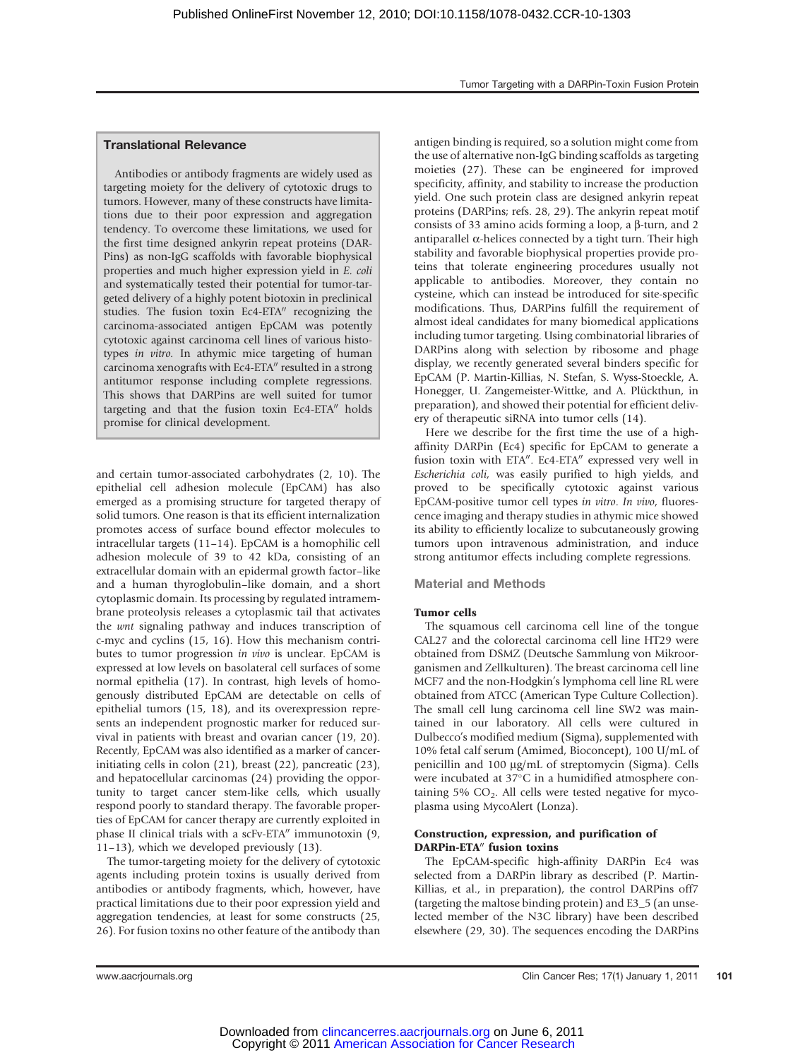### Translational Relevance

Antibodies or antibody fragments are widely used as targeting moiety for the delivery of cytotoxic drugs to tumors. However, many of these constructs have limitations due to their poor expression and aggregation tendency. To overcome these limitations, we used for the first time designed ankyrin repeat proteins (DARPins) as non-IgG scaffolds with favorable biophysical properties and much higher expression yield in *E. coli* and systematically tested their potential for tumor-targeted delivery of a highly potent biotoxin in preclinical studies. The fusion toxin Ec4-ETA″ recognizing the carcinoma-associated antigen EpCAM was potently cytotoxic against carcinoma cell lines of various histotypes *in vitro*. In athymic mice targeting of human carcinoma xenografts with Ec4-ETA″ resulted in a strong antitumor response including complete regressions. This shows that DARPins are well suited for tumor targeting and that the fusion toxin Ec4-ETA″ holds promise for clinical development.

and certain tumor-associated carbohydrates (2, 10). The epithelial cell adhesion molecule (EpCAM) has also emerged as a promising structure for targeted therapy of solid tumors. One reason is that its efficient internalization promotes access of surface bound effector molecules to intracellular targets (11–14). EpCAM is a homophilic cell adhesion molecule of 39 to 42 kDa, consisting of an extracellular domain with an epidermal growth factor–like and a human thyroglobulin–like domain, and a short cytoplasmic domain. Its processing by regulated intramembrane proteolysis releases a cytoplasmic tail that activates the *wnt* signaling pathway and induces transcription of c-myc and cyclins (15, 16). How this mechanism contributes to tumor progression *in vivo* is unclear. EpCAM is expressed at low levels on basolateral cell surfaces of some normal epithelia (17). In contrast, high levels of homogenously distributed EpCAM are detectable on cells of epithelial tumors (15, 18), and its overexpression represents an independent prognostic marker for reduced survival in patients with breast and ovarian cancer (19, 20). Recently, EpCAM was also identified as a marker of cancer-initiating cells in colon (21), breast (22), pancreatic (23), and hepatocellular carcinomas (24) providing the opportunity to target cancer stem-like cells, which usually respond poorly to standard therapy. The favorable properties of EpCAM for cancer therapy are currently exploited in phase II clinical trials with a scFv-ETA″ immunotoxin (9, 11–13), which we developed previously (13).

The tumor-targeting moiety for the delivery of cytotoxic agents including protein toxins is usually derived from antibodies or antibody fragments, which, however, have practical limitations due to their poor expression yield and aggregation tendencies, at least for some constructs (25, 26). For fusion toxins no other feature of the antibody than antigen binding is required, so a solution might come from the use of alternative non-IgG binding scaffolds as targeting moieties (27). These can be engineered for improved specificity, affinity, and stability to increase the production yield. One such protein class are designed ankyrin repeat proteins (DARPins; refs. 28, 29). The ankyrin repeat motif consists of 33 amino acids forming a loop, a β-turn, and 2 antiparallel α-helices connected by a tight turn. Their high stability and favorable biophysical properties provide proteins that tolerate engineering procedures usually not applicable to antibodies. Moreover, they contain no cysteine, which can instead be introduced for site-specific modifications. Thus, DARPins fulfill the requirement of almost ideal candidates for many biomedical applications including tumor targeting. Using combinatorial libraries of DARPins along with selection by ribosome and phage display, we recently generated several binders specific for EpCAM (P. Martin-Killias, N. Stefan, S. Wyss-Stoeckle, A. Honegger, U. Zangemeister-Wittke, and A. Plückthun, in preparation), and showed their potential for efficient delivery of therapeutic siRNA into tumor cells (14).

Here we describe for the first time the use of a high-affinity DARPin (Ec4) specific for EpCAM to generate a fusion toxin with ETA″. Ec4-ETA″ expressed very well in *Escherichia coli*, was easily purified to high yields, and proved to be specifically cytotoxic against various EpCAM-positive tumor cell types *in vitro*. *In vivo*, fluorescence imaging and therapy studies in athymic mice showed its ability to efficiently localize to subcutaneously growing tumors upon intravenous administration, and induce strong antitumor effects including complete regressions.

## Material and Methods

### Tumor cells

The squamous cell carcinoma cell line of the tongue CAL27 and the colorectal carcinoma cell line HT29 were obtained from DSMZ (Deutsche Sammlung von Mikroorganismen und Zellkulturen). The breast carcinoma cell line MCF7 and the non-Hodgkin's lymphoma cell line RL were obtained from ATCC (American Type Culture Collection). The small cell lung carcinoma cell line SW2 was maintained in our laboratory. All cells were cultured in Dulbecco's modified medium (Sigma), supplemented with 10% fetal calf serum (Amimed, Bioconcept), 100 U/mL of penicillin and 100 μg/mL of streptomycin (Sigma). Cells were incubated at 37°C in a humidified atmosphere containing 5% $CO_2$. All cells were tested negative for mycoplasma using MycoAlert (Lonza).

### Construction, expression, and purification of DARPin-ETA″ fusion toxins

The EpCAM-specific high-affinity DARPin Ec4 was selected from a DARPin library as described (P. Martin-Killias, et al., in preparation), the control DARPins off7 (targeting the maltose binding protein) and E3_5 (an unselected member of the N3C library) have been described elsewhere (29, 30). The sequences encoding the DARPins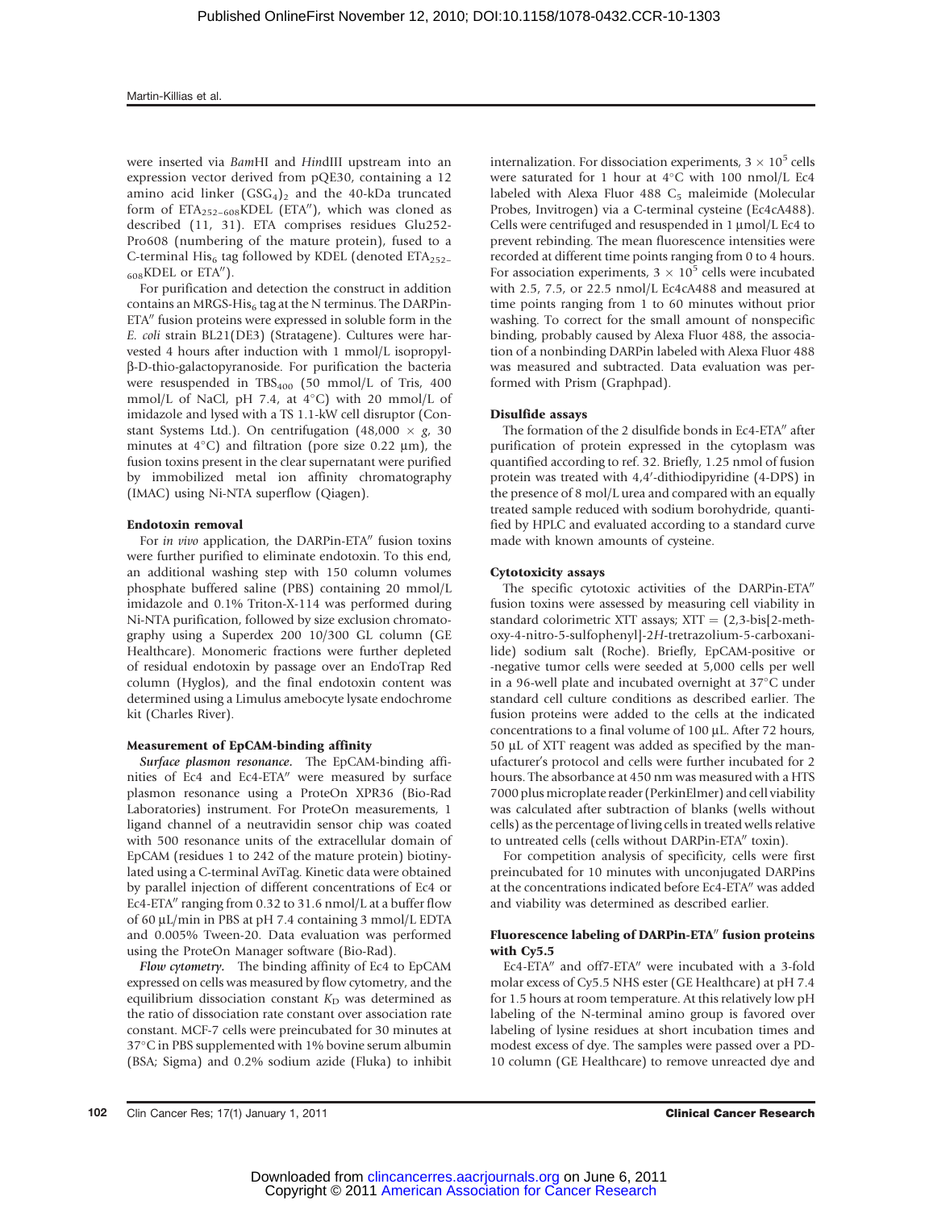were inserted via *Bam*HI and *Hin*dIII upstream into an expression vector derived from pQE30, containing a 12 amino acid linker $(GSG_4)_2$ and the 40-kDa truncated form of $ETA_{252-608}$KDEL (ETA″), which was cloned as described (11, 31). ETA comprises residues Glu252-Pro608 (numbering of the mature protein), fused to a C-terminal $His_6$ tag followed by KDEL (denoted $ETA_{252-608}$KDEL or ETA″).

For purification and detection the construct in addition contains an MRGS-$His_6$ tag at the N terminus. The DARPin-ETA″ fusion proteins were expressed in soluble form in the *E. coli* strain BL21(DE3) (Stratagene). Cultures were harvested 4 hours after induction with 1 mmol/L isopropyl-β-D-thio-galactopyranoside. For purification the bacteria were resuspended in $TBS_{400}$ (50 mmol/L of Tris, 400 mmol/L of NaCl, pH 7.4, at 4°C) with 20 mmol/L of imidazole and lysed with a TS 1.1-kW cell disruptor (Constant Systems Ltd.). On centrifugation (48,000 × *g*, 30 minutes at 4°C) and filtration (pore size 0.22 μm), the fusion toxins present in the clear supernatant were purified by immobilized metal ion affinity chromatography (IMAC) using Ni-NTA superflow (Qiagen).

### Endotoxin removal

For *in vivo* application, the DARPin-ETA″ fusion toxins were further purified to eliminate endotoxin. To this end, an additional washing step with 150 column volumes phosphate buffered saline (PBS) containing 20 mmol/L imidazole and 0.1% Triton-X-114 was performed during Ni-NTA purification, followed by size exclusion chromatography using a Superdex 200 10/300 GL column (GE Healthcare). Monomeric fractions were further depleted of residual endotoxin by passage over an EndoTrap Red column (Hyglos), and the final endotoxin content was determined using a Limulus amebocyte lysate endochrome kit (Charles River).

### Measurement of EpCAM-binding affinity

***Surface plasmon resonance.*** The EpCAM-binding affinities of Ec4 and Ec4-ETA″ were measured by surface plasmon resonance using a ProteOn XPR36 (Bio-Rad Laboratories) instrument. For ProteOn measurements, 1 ligand channel of a neutravidin sensor chip was coated with 500 resonance units of the extracellular domain of EpCAM (residues 1 to 242 of the mature protein) biotinylated using a C-terminal AviTag. Kinetic data were obtained by parallel injection of different concentrations of Ec4 or Ec4-ETA″ ranging from 0.32 to 31.6 nmol/L at a buffer flow of 60 μL/min in PBS at pH 7.4 containing 3 mmol/L EDTA and 0.005% Tween-20. Data evaluation was performed using the ProteOn Manager software (Bio-Rad).

***Flow cytometry.*** The binding affinity of Ec4 to EpCAM expressed on cells was measured by flow cytometry, and the equilibrium dissociation constant $K_D$ was determined as the ratio of dissociation rate constant over association rate constant. MCF-7 cells were preincubated for 30 minutes at 37°C in PBS supplemented with 1% bovine serum albumin (BSA; Sigma) and 0.2% sodium azide (Fluka) to inhibit internalization. For dissociation experiments, $3 \times 10^5$ cells were saturated for 1 hour at 4°C with 100 nmol/L Ec4 labeled with Alexa Fluor 488 $C_5$ maleimide (Molecular Probes, Invitrogen) via a C-terminal cysteine (Ec4cA488). Cells were centrifuged and resuspended in 1 μmol/L Ec4 to prevent rebinding. The mean fluorescence intensities were recorded at different time points ranging from 0 to 4 hours. For association experiments, $3 \times 10^5$ cells were incubated with 2.5, 7.5, or 22.5 nmol/L Ec4cA488 and measured at time points ranging from 1 to 60 minutes without prior washing. To correct for the small amount of nonspecific binding, probably caused by Alexa Fluor 488, the association of a nonbinding DARPin labeled with Alexa Fluor 488 was measured and subtracted. Data evaluation was performed with Prism (Graphpad).

### Disulfide assays

The formation of the 2 disulfide bonds in Ec4-ETA″ after purification of protein expressed in the cytoplasm was quantified according to ref. 32. Briefly, 1.25 nmol of fusion protein was treated with 4,4′-dithiodipyridine (4-DPS) in the presence of 8 mol/L urea and compared with an equally treated sample reduced with sodium borohydride, quantified by HPLC and evaluated according to a standard curve made with known amounts of cysteine.

### Cytotoxicity assays

The specific cytotoxic activities of the DARPin-ETA″ fusion toxins were assessed by measuring cell viability in standard colorimetric XTT assays; XTT = (2,3-bis[2-methoxy-4-nitro-5-sulfophenyl]-2*H*-tretrazolium-5-carboxanilide) sodium salt (Roche). Briefly, EpCAM-positive or -negative tumor cells were seeded at 5,000 cells per well in a 96-well plate and incubated overnight at 37°C under standard cell culture conditions as described earlier. The fusion proteins were added to the cells at the indicated concentrations to a final volume of 100 μL. After 72 hours, 50 μL of XTT reagent was added as specified by the manufacturer's protocol and cells were further incubated for 2 hours. The absorbance at 450 nm was measured with a HTS 7000 plus microplate reader (PerkinElmer) and cell viability was calculated after subtraction of blanks (wells without cells) as the percentage of living cells in treated wells relative to untreated cells (cells without DARPin-ETA″ toxin).

For competition analysis of specificity, cells were first preincubated for 10 minutes with unconjugated DARPins at the concentrations indicated before Ec4-ETA″ was added and viability was determined as described earlier.

### Fluorescence labeling of DARPin-ETA″ fusion proteins with Cy5.5

Ec4-ETA″ and off7-ETA″ were incubated with a 3-fold molar excess of Cy5.5 NHS ester (GE Healthcare) at pH 7.4 for 1.5 hours at room temperature. At this relatively low pH labeling of the N-terminal amino group is favored over labeling of lysine residues at short incubation times and modest excess of dye. The samples were passed over a PD-10 column (GE Healthcare) to remove unreacted dye and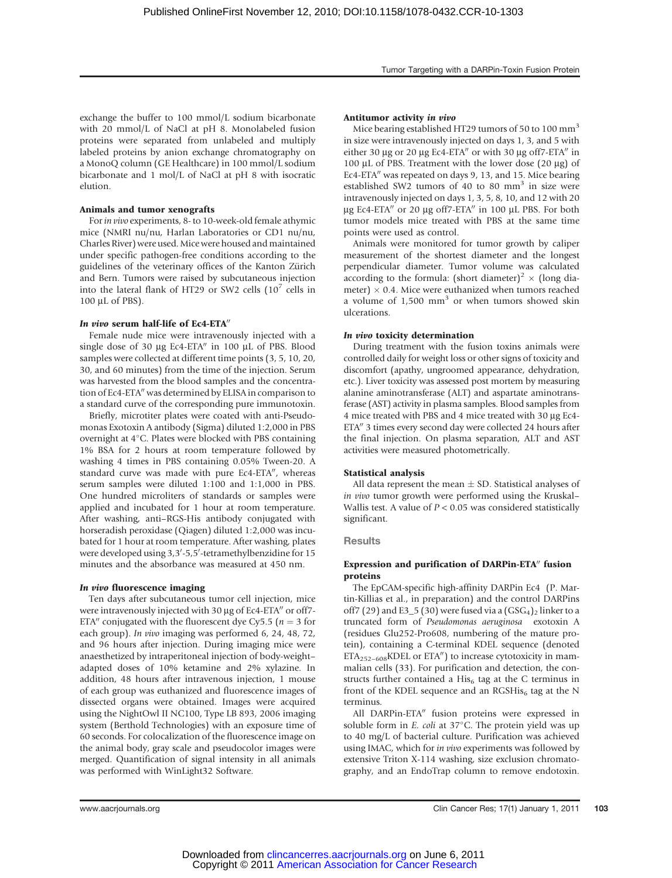exchange the buffer to 100 mmol/L sodium bicarbonate with 20 mmol/L of NaCl at pH 8. Monolabeled fusion proteins were separated from unlabeled and multiply labeled proteins by anion exchange chromatography on a MonoQ column (GE Healthcare) in 100 mmol/L sodium bicarbonate and 1 mol/L of NaCl at pH 8 with isocratic elution.

### Animals and tumor xenografts

For *in vivo* experiments, 8- to 10-week-old female athymic mice (NMRI nu/nu, Harlan Laboratories or CD1 nu/nu, Charles River) were used. Mice were housed and maintained under specific pathogen-free conditions according to the guidelines of the veterinary offices of the Kanton Zürich and Bern. Tumors were raised by subcutaneous injection into the lateral flank of HT29 or SW2 cells ($10^7$ cells in 100 μL of PBS).

### *In vivo* serum half-life of Ec4-ETA″

Female nude mice were intravenously injected with a single dose of 30 μg Ec4-ETA″ in 100 μL of PBS. Blood samples were collected at different time points (3, 5, 10, 20, 30, and 60 minutes) from the time of the injection. Serum was harvested from the blood samples and the concentration of Ec4-ETA″ was determined by ELISA in comparison to a standard curve of the corresponding pure immunotoxin.

Briefly, microtiter plates were coated with anti-Pseudomonas Exotoxin A antibody (Sigma) diluted 1:2,000 in PBS overnight at 4°C. Plates were blocked with PBS containing 1% BSA for 2 hours at room temperature followed by washing 4 times in PBS containing 0.05% Tween-20. A standard curve was made with pure Ec4-ETA″, whereas serum samples were diluted 1:100 and 1:1,000 in PBS. One hundred microliters of standards or samples were applied and incubated for 1 hour at room temperature. After washing, anti–RGS-His antibody conjugated with horseradish peroxidase (Qiagen) diluted 1:2,000 was incubated for 1 hour at room temperature. After washing, plates were developed using 3,3′-5,5′-tetramethylbenzidine for 15 minutes and the absorbance was measured at 450 nm.

### *In vivo* fluorescence imaging

Ten days after subcutaneous tumor cell injection, mice were intravenously injected with 30 μg of Ec4-ETA″ or off7-ETA″ conjugated with the fluorescent dye Cy5.5 ($n = 3$ for each group). *In vivo* imaging was performed 6, 24, 48, 72, and 96 hours after injection. During imaging mice were anaesthetized by intraperitoneal injection of body-weight–adapted doses of 10% ketamine and 2% xylazine. In addition, 48 hours after intravenous injection, 1 mouse of each group was euthanized and fluorescence images of dissected organs were obtained. Images were acquired using the NightOwl II NC100, Type LB 893, 2006 imaging system (Berthold Technologies) with an exposure time of 60 seconds. For colocalization of the fluorescence image on the animal body, gray scale and pseudocolor images were merged. Quantification of signal intensity in all animals was performed with WinLight32 Software.

### Antitumor activity *in vivo*

Mice bearing established HT29 tumors of 50 to 100 mm$^3$ in size were intravenously injected on days 1, 3, and 5 with either 30 μg or 20 μg Ec4-ETA″ or with 30 μg off7-ETA″ in 100 μL of PBS. Treatment with the lower dose (20 μg) of Ec4-ETA″ was repeated on days 9, 13, and 15. Mice bearing established SW2 tumors of 40 to 80 mm$^3$ in size were intravenously injected on days 1, 3, 5, 8, 10, and 12 with 20 μg Ec4-ETA″ or 20 μg off7-ETA″ in 100 μL PBS. For both tumor models mice treated with PBS at the same time points were used as control.

Animals were monitored for tumor growth by caliper measurement of the shortest diameter and the longest perpendicular diameter. Tumor volume was calculated according to the formula: (short diameter)$^2$ × (long diameter) × 0.4. Mice were euthanized when tumors reached a volume of 1,500 mm$^3$ or when tumors showed skin ulcerations.

### *In vivo* toxicity determination

During treatment with the fusion toxins animals were controlled daily for weight loss or other signs of toxicity and discomfort (apathy, ungroomed appearance, dehydration, etc.). Liver toxicity was assessed post mortem by measuring alanine aminotransferase (ALT) and aspartate aminotransferase (AST) activity in plasma samples. Blood samples from 4 mice treated with PBS and 4 mice treated with 30 μg Ec4-ETA″ 3 times every second day were collected 24 hours after the final injection. On plasma separation, ALT and AST activities were measured photometrically.

### Statistical analysis

All data represent the mean ± SD. Statistical analyses of *in vivo* tumor growth were performed using the Kruskal–Wallis test. A value of $P < 0.05$ was considered statistically significant.

## Results

### Expression and purification of DARPin-ETA″ fusion proteins

The EpCAM-specific high-affinity DARPin Ec4 (P. Martin-Killias et al., in preparation) and the control DARPins off7 (29) and E3_5 (30) were fused via a $(GSG_4)_2$ linker to a truncated form of *Pseudomonas aeruginosa* exotoxin A (residues Glu252-Pro608, numbering of the mature protein), containing a C-terminal KDEL sequence (denoted $ETA_{252-608}$KDEL or ETA″) to increase cytotoxicity in mammalian cells (33). For purification and detection, the constructs further contained a $His_6$ tag at the C terminus in front of the KDEL sequence and an $RGSHis_6$ tag at the N terminus.

All DARPin-ETA″ fusion proteins were expressed in soluble form in *E. coli* at 37°C. The protein yield was up to 40 mg/L of bacterial culture. Purification was achieved using IMAC, which for *in vivo* experiments was followed by extensive Triton X-114 washing, size exclusion chromatography, and an EndoTrap column to remove endotoxin.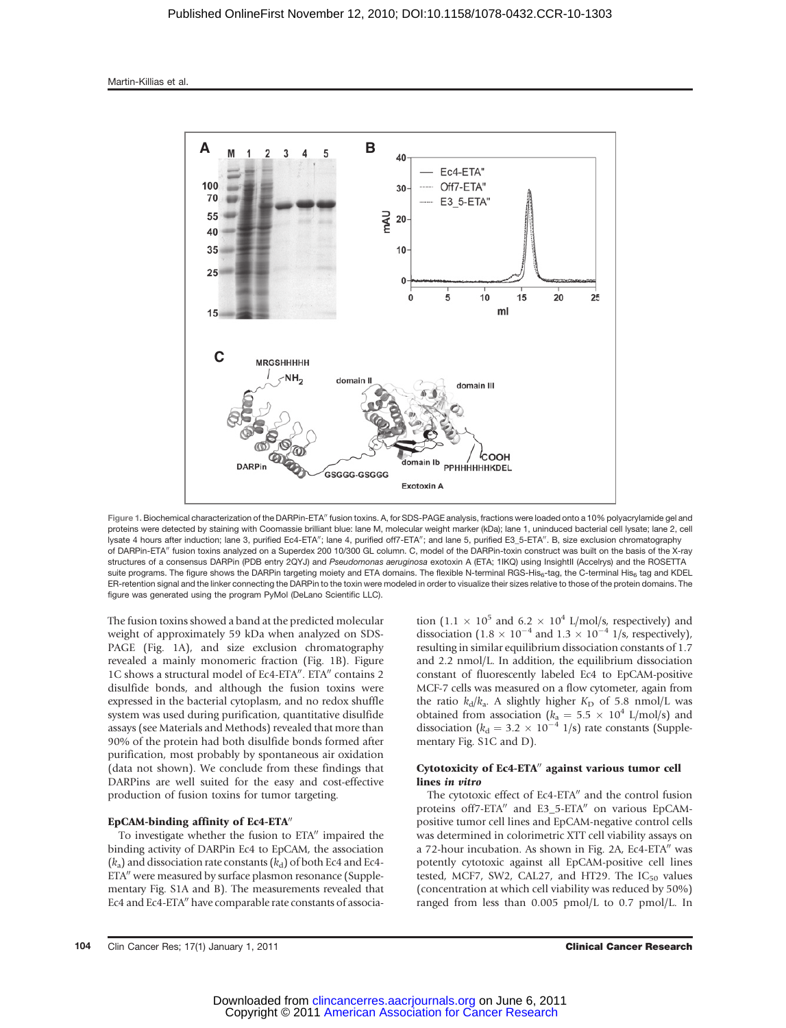Figure 1. Biochemical characterization of the DARPin-ETA″ fusion toxins. A, for SDS-PAGE analysis, fractions were loaded onto a 10% polyacrylamide gel and proteins were detected by staining with Coomassie brilliant blue: lane M, molecular weight marker (kDa); lane 1, uninduced bacterial cell lysate; lane 2, cell lysate 4 hours after induction; lane 3, purified Ec4-ETA″; lane 4, purified off7-ETA″; and lane 5, purified E3_5-ETA″. B, size exclusion chromatography of DARPin-ETA″ fusion toxins analyzed on a Superdex 200 10/300 GL column. C, model of the DARPin-toxin construct was built on the basis of the X-ray structures of a consensus DARPin (PDB entry 2QYJ) and *Pseudomonas aeruginosa* exotoxin A (ETA; 1IKQ) using InsightII (Accelrys) and the ROSETTA suite programs. The figure shows the DARPin targeting moiety and ETA domains. The flexible N-terminal RGS-$His_6$-tag, the C-terminal $His_6$ tag and KDEL ER-retention signal and the linker connecting the DARPin to the toxin were modeled in order to visualize their sizes relative to those of the protein domains. The figure was generated using the program PyMol (DeLano Scientific LLC).

The fusion toxins showed a band at the predicted molecular weight of approximately 59 kDa when analyzed on SDS-PAGE (Fig. 1A), and size exclusion chromatography revealed a mainly monomeric fraction (Fig. 1B). Figure 1C shows a structural model of Ec4-ETA″. ETA″ contains 2 disulfide bonds, and although the fusion toxins were expressed in the bacterial cytoplasm, and no redox shuffle system was used during purification, quantitative disulfide assays (see Materials and Methods) revealed that more than 90% of the protein had both disulfide bonds formed after purification, most probably by spontaneous air oxidation (data not shown). We conclude from these findings that DARPins are well suited for the easy and cost-effective production of fusion toxins for tumor targeting.

### EpCAM-binding affinity of Ec4-ETA″

To investigate whether the fusion to ETA″ impaired the binding activity of DARPin Ec4 to EpCAM, the association ($k_a$) and dissociation rate constants ($k_d$) of both Ec4 and Ec4-ETA″ were measured by surface plasmon resonance (Supplementary Fig. S1A and B). The measurements revealed that Ec4 and Ec4-ETA″ have comparable rate constants of association ($1.1 \times 10^5$ and $6.2 \times 10^4$ L/mol/s, respectively) and dissociation ($1.8 \times 10^{-4}$ and $1.3 \times 10^{-4}$ 1/s, respectively), resulting in similar equilibrium dissociation constants of 1.7 and 2.2 nmol/L. In addition, the equilibrium dissociation constant of fluorescently labeled Ec4 to EpCAM-positive MCF-7 cells was measured on a flow cytometer, again from the ratio $k_d/k_a$. A slightly higher $K_D$ of 5.8 nmol/L was obtained from association ($k_a = 5.5 \times 10^4$ L/mol/s) and dissociation ($k_d = 3.2 \times 10^{-4}$ 1/s) rate constants (Supplementary Fig. S1C and D).

### Cytotoxicity of Ec4-ETA″ against various tumor cell lines *in vitro*

The cytotoxic effect of Ec4-ETA″ and the control fusion proteins off7-ETA″ and E3_5-ETA″ on various EpCAM-positive tumor cell lines and EpCAM-negative control cells was determined in colorimetric XTT cell viability assays on a 72-hour incubation. As shown in Fig. 2A, Ec4-ETA″ was potently cytotoxic against all EpCAM-positive cell lines tested, MCF7, SW2, CAL27, and HT29. The $IC_{50}$ values (concentration at which cell viability was reduced by 50%) ranged from less than 0.005 pmol/L to 0.7 pmol/L. In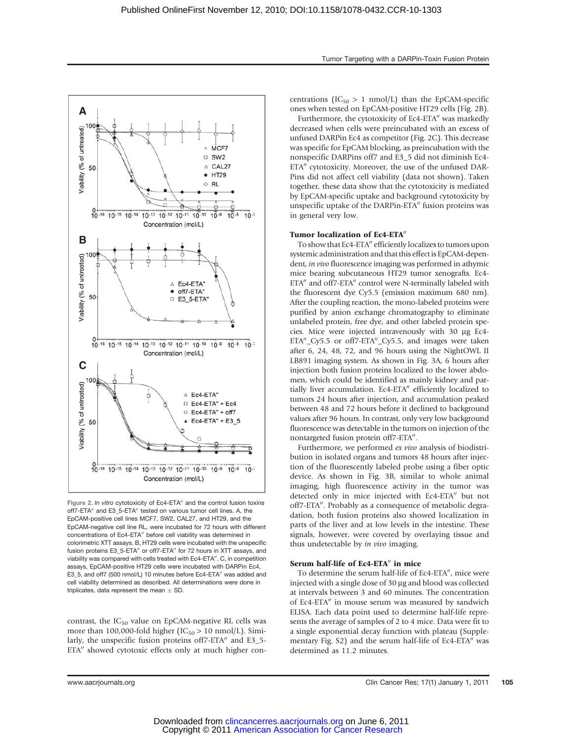Figure 2. *In vitro* cytotoxicity of Ec4-ETA″ and the control fusion toxins off7-ETA″ and E3_5-ETA″ tested on various tumor cell lines. A, the EpCAM-positive cell lines MCF7, SW2, CAL27, and HT29, and the EpCAM-negative cell line RL, were incubated for 72 hours with different concentrations of Ec4-ETA″ before cell viability was determined in colorimetric XTT assays. B, HT29 cells were incubated with the unspecific fusion proteins E3_5-ETA″ or off7-ETA″ for 72 hours in XTT assays, and viability was compared with cells treated with Ec4-ETA″. C, in competition assays, EpCAM-positive HT29 cells were incubated with DARPin Ec4, E3_5, and off7 (500 nmol/L) 10 minutes before Ec4-ETA″ was added and cell viability determined as described. All determinations were done in triplicates, data represent the mean ± SD.

contrast, the $IC_{50}$ value on EpCAM-negative RL cells was more than 100,000-fold higher ($IC_{50} > 10$ nmol/L). Similarly, the unspecific fusion proteins off7-ETA″ and E3_5-ETA″ showed cytotoxic effects only at much higher concentrations ($IC_{50} > 1$ nmol/L) than the EpCAM-specific ones when tested on EpCAM-positive HT29 cells (Fig. 2B).

Furthermore, the cytotoxicity of Ec4-ETA″ was markedly decreased when cells were preincubated with an excess of unfused DARPin Ec4 as competitor (Fig. 2C). This decrease was specific for EpCAM blocking, as preincubation with the nonspecific DARPins off7 and E3_5 did not diminish Ec4-ETA″ cytotoxicity. Moreover, the use of the unfused DARPins did not affect cell viability (data not shown). Taken together, these data show that the cytotoxicity is mediated by EpCAM-specific uptake and background cytotoxicity by unspecific uptake of the DARPin-ETA″ fusion proteins was in general very low.

### Tumor localization of Ec4-ETA″

To show that Ec4-ETA″ efficiently localizes to tumors upon systemic administration and that this effect is EpCAM-dependent, *in vivo* fluorescence imaging was performed in athymic mice bearing subcutaneous HT29 tumor xenografts. Ec4-ETA″ and off7-ETA″ control were N-terminally labeled with the fluorescent dye Cy5.5 (emission maximum 680 nm). After the coupling reaction, the mono-labeled proteins were purified by anion exchange chromatography to eliminate unlabeled protein, free dye, and other labeled protein species. Mice were injected intravenously with 30 μg Ec4-ETA″_Cy5.5 or off7-ETA″_Cy5.5, and images were taken after 6, 24, 48, 72, and 96 hours using the NightOWL II LB891 imaging system. As shown in Fig. 3A, 6 hours after injection both fusion proteins localized to the lower abdomen, which could be identified as mainly kidney and partially liver accumulation. Ec4-ETA″ efficiently localized to tumors 24 hours after injection, and accumulation peaked between 48 and 72 hours before it declined to background values after 96 hours. In contrast, only very low background fluorescence was detectable in the tumors on injection of the nontargeted fusion protein off7-ETA″.

Furthermore, we performed *ex vivo* analysis of biodistribution in isolated organs and tumors 48 hours after injection of the fluorescently labeled probe using a fiber optic device. As shown in Fig. 3B, similar to whole animal imaging, high fluorescence activity in the tumor was detected only in mice injected with Ec4-ETA″ but not off7-ETA″. Probably as a consequence of metabolic degradation, both fusion proteins also showed localization in parts of the liver and at low levels in the intestine. These signals, however, were covered by overlaying tissue and thus undetectable by *in vivo* imaging.

### Serum half-life of Ec4-ETA″ in mice

To determine the serum half-life of Ec4-ETA″, mice were injected with a single dose of 30 μg and blood was collected at intervals between 3 and 60 minutes. The concentration of Ec4-ETA″ in mouse serum was measured by sandwich ELISA. Each data point used to determine half-life represents the average of samples of 2 to 4 mice. Data were fit to a single exponential decay function with plateau (Supplementary Fig. S2) and the serum half-life of Ec4-ETA″ was determined as 11.2 minutes.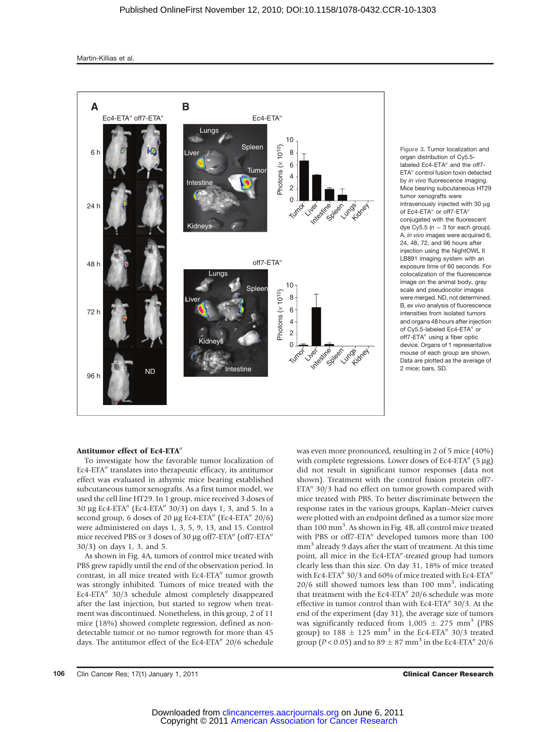Figure 3. Tumor localization and organ distribution of Cy5.5-labeled Ec4-ETA″ and the off7-ETA″ control fusion toxin detected by *in vivo* fluorescence imaging. Mice bearing subcutaneous HT29 tumor xenografts were intravenously injected with 30 μg of Ec4-ETA″ or off7-ETA″ conjugated with the fluorescent dye Cy5.5 ($n = 3$ for each group). A, *in vivo* images were acquired 6, 24, 48, 72, and 96 hours after injection using the NightOWL II LB891 imaging system with an exposure time of 60 seconds. For colocalization of the fluorescence image on the animal body, gray scale and pseudocolor images were merged. ND, not determined. B, *ex vivo* analysis of fluorescence intensities from isolated tumors and organs 48 hours after injection of Cy5.5-labeled Ec4-ETA″ or off7-ETA″ using a fiber optic device. Organs of 1 representative mouse of each group are shown. Data are plotted as the average of 2 mice; bars, SD.

### Antitumor effect of Ec4-ETA″

To investigate how the favorable tumor localization of Ec4-ETA″ translates into therapeutic efficacy, its antitumor effect was evaluated in athymic mice bearing established subcutaneous tumor xenografts. As a first tumor model, we used the cell line HT29. In 1 group, mice received 3 doses of 30 μg Ec4-ETA″ (Ec4-ETA″ 30/3) on days 1, 3, and 5. In a second group, 6 doses of 20 μg Ec4-ETA″ (Ec4-ETA″ 20/6) were administered on days 1, 3, 5, 9, 13, and 15. Control mice received PBS or 3 doses of 30 μg off7-ETA″ (off7-ETA″ 30/3) on days 1, 3, and 5.

As shown in Fig. 4A, tumors of control mice treated with PBS grew rapidly until the end of the observation period. In contrast, in all mice treated with Ec4-ETA″ tumor growth was strongly inhibited. Tumors of mice treated with the Ec4-ETA″ 30/3 schedule almost completely disappeared after the last injection, but started to regrow when treatment was discontinued. Nonetheless, in this group, 2 of 11 mice (18%) showed complete regression, defined as nondetectable tumor or no tumor regrowth for more than 45 days. The antitumor effect of the Ec4-ETA″ 20/6 schedule was even more pronounced, resulting in 2 of 5 mice (40%) with complete regressions. Lower doses of Ec4-ETA″ (5 μg) did not result in significant tumor responses (data not shown). Treatment with the control fusion protein off7-ETA″ 30/3 had no effect on tumor growth compared with mice treated with PBS. To better discriminate between the response rates in the various groups, Kaplan–Meier curves were plotted with an endpoint defined as a tumor size more than 100 mm$^3$. As shown in Fig. 4B, all control mice treated with PBS or off7-ETA″ developed tumors more than 100 mm$^3$ already 9 days after the start of treatment. At this time point, all mice in the Ec4-ETA″-treated group had tumors clearly less than this size. On day 31, 18% of mice treated with Ec4-ETA″ 30/3 and 60% of mice treated with Ec4-ETA″ 20/6 still showed tumors less than 100 mm$^3$, indicating that treatment with the Ec4-ETA″ 20/6 schedule was more effective in tumor control than with Ec4-ETA″ 30/3. At the end of the experiment (day 31), the average size of tumors was significantly reduced from 1,005 ± 275 mm$^3$ (PBS group) to 188 ± 125 mm$^3$ in the Ec4-ETA″ 30/3 treated group ($P < 0.05$) and to 89 ± 87 mm$^3$ in the Ec4-ETA″ 20/6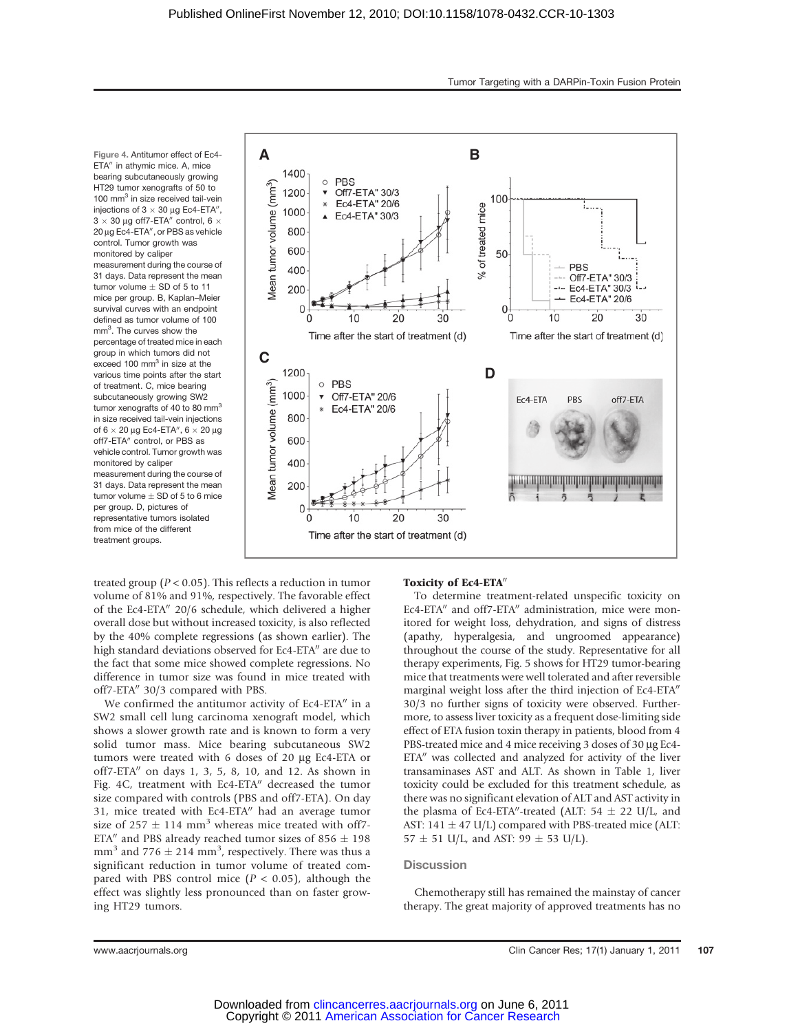Figure 4. Antitumor effect of Ec4-ETA″ in athymic mice. A, mice bearing subcutaneously growing HT29 tumor xenografts of 50 to 100 mm$^3$ in size received tail-vein injections of 3 × 30 µg Ec4-ETA″, 3 × 30 µg off7-ETA″ control, 6 × 20 µg Ec4-ETA″, or PBS as vehicle control. Tumor growth was monitored by caliper measurement during the course of 31 days. Data represent the mean tumor volume ± SD of 5 to 11 mice per group. B, Kaplan–Meier survival curves with an endpoint defined as tumor volume of 100 mm$^3$. The curves show the percentage of treated mice in each group in which tumors did not exceed 100 mm$^3$ in size at the various time points after the start of treatment. C, mice bearing subcutaneously growing SW2 tumor xenografts of 40 to 80 mm$^3$ in size received tail-vein injections of 6 × 20 µg Ec4-ETA″, 6 × 20 µg off7-ETA″ control, or PBS as vehicle control. Tumor growth was monitored by caliper measurement during the course of 31 days. Data represent the mean tumor volume ± SD of 5 to 6 mice per group. D, pictures of representative tumors isolated from mice of the different treatment groups.

treated group ($P < 0.05$). This reflects a reduction in tumor volume of 81% and 91%, respectively. The favorable effect of the Ec4-ETA″ 20/6 schedule, which delivered a higher overall dose but without increased toxicity, is also reflected by the 40% complete regressions (as shown earlier). The high standard deviations observed for Ec4-ETA″ are due to the fact that some mice showed complete regressions. No difference in tumor size was found in mice treated with off7-ETA″ 30/3 compared with PBS.

We confirmed the antitumor activity of Ec4-ETA″ in a SW2 small cell lung carcinoma xenograft model, which shows a slower growth rate and is known to form a very solid tumor mass. Mice bearing subcutaneous SW2 tumors were treated with 6 doses of 20 µg Ec4-ETA or off7-ETA″ on days 1, 3, 5, 8, 10, and 12. As shown in Fig. 4C, treatment with Ec4-ETA″ decreased the tumor size compared with controls (PBS and off7-ETA). On day 31, mice treated with Ec4-ETA″ had an average tumor size of 257 ± 114 mm$^3$ whereas mice treated with off7-ETA″ and PBS already reached tumor sizes of 856 ± 198 mm$^3$ and 776 ± 214 mm$^3$, respectively. There was thus a significant reduction in tumor volume of treated compared with PBS control mice ($P < 0.05$), although the effect was slightly less pronounced than on faster growing HT29 tumors.

### Toxicity of Ec4-ETA″

To determine treatment-related unspecific toxicity on Ec4-ETA″ and off7-ETA″ administration, mice were monitored for weight loss, dehydration, and signs of distress (apathy, hyperalgesia, and ungroomed appearance) throughout the course of the study. Representative for all therapy experiments, Fig. 5 shows for HT29 tumor-bearing mice that treatments were well tolerated and after reversible marginal weight loss after the third injection of Ec4-ETA″ 30/3 no further signs of toxicity were observed. Furthermore, to assess liver toxicity as a frequent dose-limiting side effect of ETA fusion toxin therapy in patients, blood from 4 PBS-treated mice and 4 mice receiving 3 doses of 30 µg Ec4-ETA″ was collected and analyzed for activity of the liver transaminases AST and ALT. As shown in Table 1, liver toxicity could be excluded for this treatment schedule, as there was no significant elevation of ALT and AST activity in the plasma of Ec4-ETA″-treated (ALT: 54 ± 22 U/L, and AST: 141 ± 47 U/L) compared with PBS-treated mice (ALT: 57 ± 51 U/L, and AST: 99 ± 53 U/L).

## Discussion

Chemotherapy still has remained the mainstay of cancer therapy. The great majority of approved treatments has no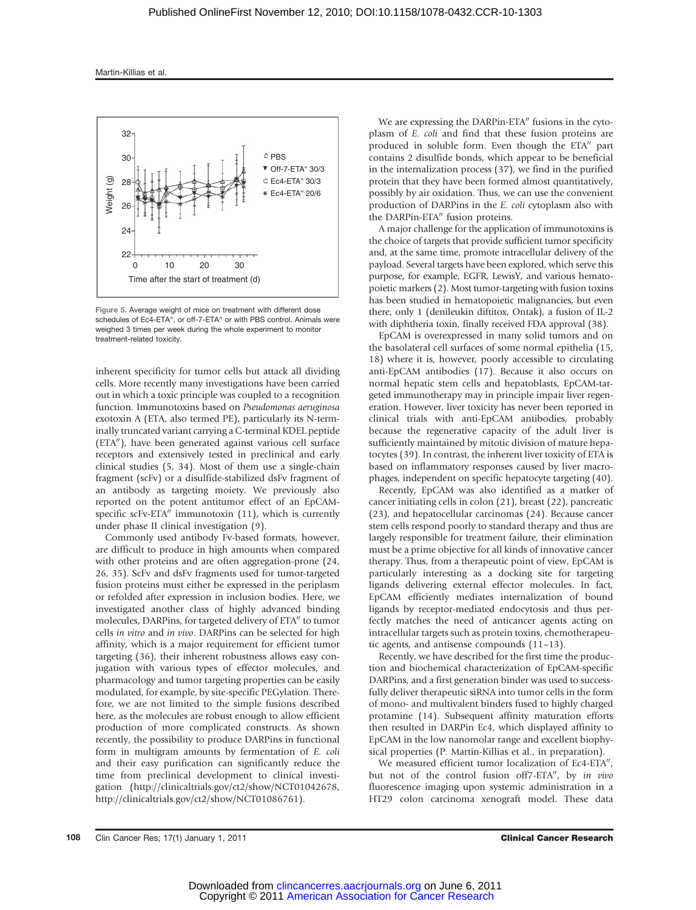Figure 5. Average weight of mice on treatment with different dose schedules of Ec4-ETA″, or off-7-ETA″ or with PBS control. Animals were weighed 3 times per week during the whole experiment to monitor treatment-related toxicity.

inherent specificity for tumor cells but attack all dividing cells. More recently many investigations have been carried out in which a toxic principle was coupled to a recognition function. Immunotoxins based on *Pseudomonas aeruginosa* exotoxin A (ETA, also termed PE), particularly its N-terminally truncated variant carrying a C-terminal KDEL peptide (ETA″), have been generated against various cell surface receptors and extensively tested in preclinical and early clinical studies (5, 34). Most of them use a single-chain fragment (scFv) or a disulfide-stabilized dsFv fragment of an antibody as targeting moiety. We previously also reported on the potent antitumor effect of an EpCAM-specific scFv-ETA″ immunotoxin (11), which is currently under phase II clinical investigation (9).

Commonly used antibody Fv-based formats, however, are difficult to produce in high amounts when compared with other proteins and are often aggregation-prone (24, 26, 35). ScFv and dsFv fragments used for tumor-targeted fusion proteins must either be expressed in the periplasm or refolded after expression in inclusion bodies. Here, we investigated another class of highly advanced binding molecules, DARPins, for targeted delivery of ETA″ to tumor cells *in vitro* and *in vivo*. DARPins can be selected for high affinity, which is a major requirement for efficient tumor targeting (36), their inherent robustness allows easy conjugation with various types of effector molecules, and pharmacology and tumor targeting properties can be easily modulated, for example, by site-specific PEGylation. Therefore, we are not limited to the simple fusions described here, as the molecules are robust enough to allow efficient production of more complicated constructs. As shown recently, the possibility to produce DARPins in functional form in multigram amounts by fermentation of *E. coli* and their easy purification can significantly reduce the time from preclinical development to clinical investigation (http://clinicaltrials.gov/ct2/show/NCT01042678, http://clinicaltrials.gov/ct2/show/NCT01086761).

We are expressing the DARPin-ETA″ fusions in the cytoplasm of *E. coli* and find that these fusion proteins are produced in soluble form. Even though the ETA″ part contains 2 disulfide bonds, which appear to be beneficial in the internalization process (37), we find in the purified protein that they have been formed almost quantitatively, possibly by air oxidation. Thus, we can use the convenient production of DARPins in the *E. coli* cytoplasm also with the DARPin-ETA″ fusion proteins.

A major challenge for the application of immunotoxins is the choice of targets that provide sufficient tumor specificity and, at the same time, promote intracellular delivery of the payload. Several targets have been explored, which serve this purpose, for example, EGFR, LewisY, and various hematopoietic markers (2). Most tumor-targeting with fusion toxins has been studied in hematopoietic malignancies, but even there, only 1 (denileukin diftitox, Ontak), a fusion of IL-2 with diphtheria toxin, finally received FDA approval (38).

EpCAM is overexpressed in many solid tumors and on the basolateral cell surfaces of some normal epithelia (15, 18) where it is, however, poorly accessible to circulating anti-EpCAM antibodies (17). Because it also occurs on normal hepatic stem cells and hepatoblasts, EpCAM-targeted immunotherapy may in principle impair liver regeneration. However, liver toxicity has never been reported in clinical trials with anti-EpCAM antibodies, probably because the regenerative capacity of the adult liver is sufficiently maintained by mitotic division of mature hepatocytes (39). In contrast, the inherent liver toxicity of ETA is based on inflammatory responses caused by liver macrophages, independent on specific hepatocyte targeting (40).

Recently, EpCAM was also identified as a marker of cancer initiating cells in colon (21), breast (22), pancreatic (23), and hepatocellular carcinomas (24). Because cancer stem cells respond poorly to standard therapy and thus are largely responsible for treatment failure, their elimination must be a prime objective for all kinds of innovative cancer therapy. Thus, from a therapeutic point of view, EpCAM is particularly interesting as a docking site for targeting ligands delivering external effector molecules. In fact, EpCAM efficiently mediates internalization of bound ligands by receptor-mediated endocytosis and thus perfectly matches the need of anticancer agents acting on intracellular targets such as protein toxins, chemotherapeutic agents, and antisense compounds (11–13).

Recently, we have described for the first time the production and biochemical characterization of EpCAM-specific DARPins, and a first generation binder was used to successfully deliver therapeutic siRNA into tumor cells in the form of mono- and multivalent binders fused to highly charged protamine (14). Subsequent affinity maturation efforts then resulted in DARPin Ec4, which displayed affinity to EpCAM in the low nanomolar range and excellent biophysical properties (P. Martin-Killias et al., in preparation).

We measured efficient tumor localization of Ec4-ETA″, but not of the control fusion off7-ETA″, by *in vivo* fluorescence imaging upon systemic administration in a HT29 colon carcinoma xenograft model. These data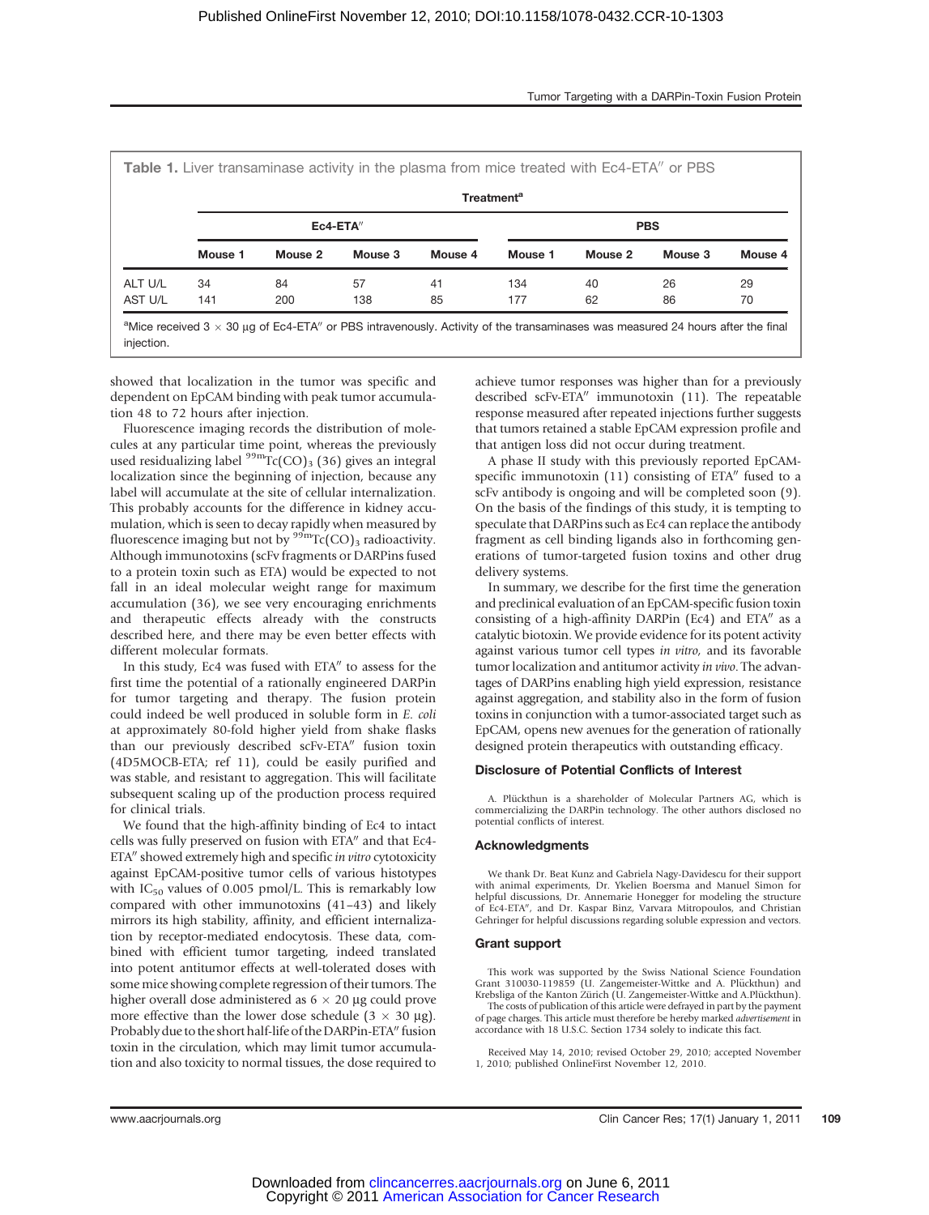**Table 1.** Liver transaminase activity in the plasma from mice treated with Ec4-ETA″ or PBS

| | Treatment[a] | | | | | | | |
|---|---|---|---|---|---|---|---|---|
| | Ec4-ETA″ | | | | PBS | | | |
| | Mouse 1 | Mouse 2 | Mouse 3 | Mouse 4 | Mouse 1 | Mouse 2 | Mouse 3 | Mouse 4 |
| ALT U/L | 34 | 84 | 57 | 41 | 134 | 40 | 26 | 29 |
| AST U/L | 141 | 200 | 138 | 85 | 177 | 62 | 86 | 70 |

[a]Mice received 3 × 30 μg of Ec4-ETA″ or PBS intravenously. Activity of the transaminases was measured 24 hours after the final injection.

showed that localization in the tumor was specific and dependent on EpCAM binding with peak tumor accumulation 48 to 72 hours after injection.

Fluorescence imaging records the distribution of molecules at any particular time point, whereas the previously used residualizing label $^{99m}Tc(CO)_3$ (36) gives an integral localization since the beginning of injection, because any label will accumulate at the site of cellular internalization. This probably accounts for the difference in kidney accumulation, which is seen to decay rapidly when measured by fluorescence imaging but not by $^{99m}Tc(CO)_3$ radioactivity. Although immunotoxins (scFv fragments or DARPins fused to a protein toxin such as ETA) would be expected to not fall in an ideal molecular weight range for maximum accumulation (36), we see very encouraging enrichments and therapeutic effects already with the constructs described here, and there may be even better effects with different molecular formats.

In this study, Ec4 was fused with ETA″ to assess for the first time the potential of a rationally engineered DARPin for tumor targeting and therapy. The fusion protein could indeed be well produced in soluble form in *E. coli* at approximately 80-fold higher yield from shake flasks than our previously described scFv-ETA″ fusion toxin (4D5MOCB-ETA; ref 11), could be easily purified and was stable, and resistant to aggregation. This will facilitate subsequent scaling up of the production process required for clinical trials.

We found that the high-affinity binding of Ec4 to intact cells was fully preserved on fusion with ETA″ and that Ec4-ETA″ showed extremely high and specific *in vitro* cytotoxicity against EpCAM-positive tumor cells of various histotypes with $IC_{50}$ values of 0.005 pmol/L. This is remarkably low compared with other immunotoxins (41–43) and likely mirrors its high stability, affinity, and efficient internalization by receptor-mediated endocytosis. These data, combined with efficient tumor targeting, indeed translated into potent antitumor effects at well-tolerated doses with some mice showing complete regression of their tumors. The higher overall dose administered as 6 × 20 μg could prove more effective than the lower dose schedule (3 × 30 μg). Probably due to the short half-life of the DARPin-ETA″ fusion toxin in the circulation, which may limit tumor accumulation and also toxicity to normal tissues, the dose required to achieve tumor responses was higher than for a previously described scFv-ETA″ immunotoxin (11). The repeatable response measured after repeated injections further suggests that tumors retained a stable EpCAM expression profile and that antigen loss did not occur during treatment.

A phase II study with this previously reported EpCAM-specific immunotoxin (11) consisting of ETA″ fused to a scFv antibody is ongoing and will be completed soon (9). On the basis of the findings of this study, it is tempting to speculate that DARPins such as Ec4 can replace the antibody fragment as cell binding ligands also in forthcoming generations of tumor-targeted fusion toxins and other drug delivery systems.

In summary, we describe for the first time the generation and preclinical evaluation of an EpCAM-specific fusion toxin consisting of a high-affinity DARPin (Ec4) and ETA″ as a catalytic biotoxin. We provide evidence for its potent activity against various tumor cell types *in vitro*, and its favorable tumor localization and antitumor activity *in vivo*. The advantages of DARPins enabling high yield expression, resistance against aggregation, and stability also in the form of fusion toxins in conjunction with a tumor-associated target such as EpCAM, opens new avenues for the generation of rationally designed protein therapeutics with outstanding efficacy.

## Disclosure of Potential Conflicts of Interest

A. Plückthun is a shareholder of Molecular Partners AG, which is commercializing the DARPin technology. The other authors disclosed no potential conflicts of interest.

## Acknowledgments

We thank Dr. Beat Kunz and Gabriela Nagy-Davidescu for their support with animal experiments, Dr. Ykelien Boersma and Manuel Simon for helpful discussions, Dr. Annemarie Honegger for modeling the structure of Ec4-ETA″, and Dr. Kaspar Binz, Varvara Mitropoulos, and Christian Gehringer for helpful discussions regarding soluble expression and vectors.

## Grant support

This work was supported by the Swiss National Science Foundation Grant 310030-119859 (U. Zangemeister-Wittke and A. Plückthun) and Krebsliga of the Kanton Zürich (U. Zangemeister-Wittke and A.Plückthun).

The costs of publication of this article were defrayed in part by the payment of page charges. This article must therefore be hereby marked *advertisement* in accordance with 18 U.S.C. Section 1734 solely to indicate this fact.

Received May 14, 2010; revised October 29, 2010; accepted November 1, 2010; published OnlineFirst November 12, 2010.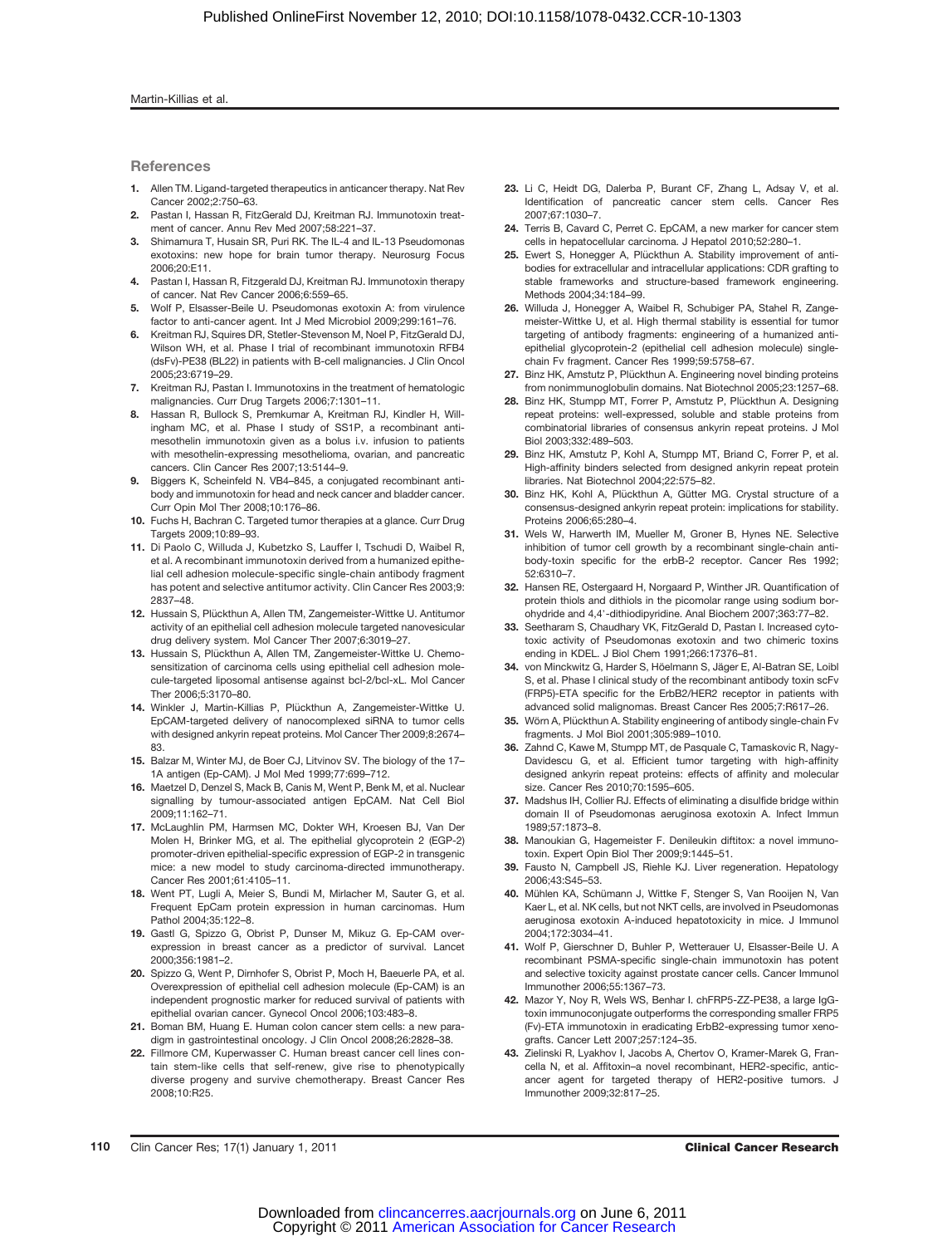## References

1. Allen TM. Ligand-targeted therapeutics in anticancer therapy. Nat Rev Cancer 2002;2:750–63.
2. Pastan I, Hassan R, FitzGerald DJ, Kreitman RJ. Immunotoxin treatment of cancer. Annu Rev Med 2007;58:221–37.
3. Shimamura T, Husain SR, Puri RK. The IL-4 and IL-13 Pseudomonas exotoxins: new hope for brain tumor therapy. Neurosurg Focus 2006;20:E11.
4. Pastan I, Hassan R, Fitzgerald DJ, Kreitman RJ. Immunotoxin therapy of cancer. Nat Rev Cancer 2006;6:559–65.
5. Wolf P, Elsasser-Beile U. Pseudomonas exotoxin A: from virulence factor to anti-cancer agent. Int J Med Microbiol 2009;299:161–76.
6. Kreitman RJ, Squires DR, Stetler-Stevenson M, Noel P, FitzGerald DJ, Wilson WH, et al. Phase I trial of recombinant immunotoxin RFB4 (dsFv)-PE38 (BL22) in patients with B-cell malignancies. J Clin Oncol 2005;23:6719–29.
7. Kreitman RJ, Pastan I. Immunotoxins in the treatment of hematologic malignancies. Curr Drug Targets 2006;7:1301–11.
8. Hassan R, Bullock S, Premkumar A, Kreitman RJ, Kindler H, Willingham MC, et al. Phase I study of SS1P, a recombinant anti-mesothelin immunotoxin given as a bolus i.v. infusion to patients with mesothelin-expressing mesothelioma, ovarian, and pancreatic cancers. Clin Cancer Res 2007;13:5144–9.
9. Biggers K, Scheinfeld N. VB4-845, a conjugated recombinant antibody and immunotoxin for head and neck cancer and bladder cancer. Curr Opin Mol Ther 2008;10:176–86.
10. Fuchs H, Bachran C. Targeted tumor therapies at a glance. Curr Drug Targets 2009;10:89–93.
11. Di Paolo C, Willuda J, Kubetzko S, Lauffer I, Tschudi D, Waibel R, et al. A recombinant immunotoxin derived from a humanized epithelial cell adhesion molecule-specific single-chain antibody fragment has potent and selective antitumor activity. Clin Cancer Res 2003;9:2837–48.
12. Hussain S, Plückthun A, Allen TM, Zangemeister-Wittke U. Antitumor activity of an epithelial cell adhesion molecule targeted nanovesicular drug delivery system. Mol Cancer Ther 2007;6:3019–27.
13. Hussain S, Plückthun A, Allen TM, Zangemeister-Wittke U. Chemosensitization of carcinoma cells using epithelial cell adhesion molecule-targeted liposomal antisense against bcl-2/bcl-xL. Mol Cancer Ther 2006;5:3170–80.
14. Winkler J, Martin-Killias P, Plückthun A, Zangemeister-Wittke U. EpCAM-targeted delivery of nanocomplexed siRNA to tumor cells with designed ankyrin repeat proteins. Mol Cancer Ther 2009;8:2674–83.
15. Balzar M, Winter MJ, de Boer CJ, Litvinov SV. The biology of the 17–1A antigen (Ep-CAM). J Mol Med 1999;77:699–712.
16. Maetzel D, Denzel S, Mack B, Canis M, Went P, Benk M, et al. Nuclear signalling by tumour-associated antigen EpCAM. Nat Cell Biol 2009;11:162–71.
17. McLaughlin PM, Harmsen MC, Dokter WH, Kroesen BJ, Van Der Molen H, Brinker MG, et al. The epithelial glycoprotein 2 (EGP-2) promoter-driven epithelial-specific expression of EGP-2 in transgenic mice: a new model to study carcinoma-directed immunotherapy. Cancer Res 2001;61:4105–11.
18. Went PT, Lugli A, Meier S, Bundi M, Mirlacher M, Sauter G, et al. Frequent EpCam protein expression in human carcinomas. Hum Pathol 2004;35:122–8.
19. Gastl G, Spizzo G, Obrist P, Dunser M, Mikuz G. Ep-CAM overexpression in breast cancer as a predictor of survival. Lancet 2000;356:1981–2.
20. Spizzo G, Went P, Dirnhofer S, Obrist P, Moch H, Baeuerle PA, et al. Overexpression of epithelial cell adhesion molecule (Ep-CAM) is an independent prognostic marker for reduced survival of patients with epithelial ovarian cancer. Gynecol Oncol 2006;103:483–8.
21. Boman BM, Huang E. Human colon cancer stem cells: a new paradigm in gastrointestinal oncology. J Clin Oncol 2008;26:2828–38.
22. Fillmore CM, Kuperwasser C. Human breast cancer cell lines contain stem-like cells that self-renew, give rise to phenotypically diverse progeny and survive chemotherapy. Breast Cancer Res 2008;10:R25.
23. Li C, Heidt DG, Dalerba P, Burant CF, Zhang L, Adsay V, et al. Identification of pancreatic cancer stem cells. Cancer Res 2007;67:1030–7.
24. Terris B, Cavard C, Perret C. EpCAM, a new marker for cancer stem cells in hepatocellular carcinoma. J Hepatol 2010;52:280–1.
25. Ewert S, Honegger A, Plückthun A. Stability improvement of antibodies for extracellular and intracellular applications: CDR grafting to stable frameworks and structure-based framework engineering. Methods 2004;34:184–99.
26. Willuda J, Honegger A, Waibel R, Schubiger PA, Stahel R, Zangemeister-Wittke U, et al. High thermal stability is essential for tumor targeting of antibody fragments: engineering of a humanized anti-epithelial glycoprotein-2 (epithelial cell adhesion molecule) single-chain Fv fragment. Cancer Res 1999;59:5758–67.
27. Binz HK, Amstutz P, Plückthun A. Engineering novel binding proteins from nonimmunoglobulin domains. Nat Biotechnol 2005;23:1257–68.
28. Binz HK, Stumpp MT, Forrer P, Amstutz P, Plückthun A. Designing repeat proteins: well-expressed, soluble and stable proteins from combinatorial libraries of consensus ankyrin repeat proteins. J Mol Biol 2003;332:489–503.
29. Binz HK, Amstutz P, Kohl A, Stumpp MT, Briand C, Forrer P, et al. High-affinity binders selected from designed ankyrin repeat protein libraries. Nat Biotechnol 2004;22:575–82.
30. Binz HK, Kohl A, Plückthun A, Grütter MG. Crystal structure of a consensus-designed ankyrin repeat protein: implications for stability. Proteins 2006;65:280–4.
31. Wels W, Harwerth IM, Mueller M, Groner B, Hynes NE. Selective inhibition of tumor cell growth by a recombinant single-chain antibody-toxin specific for the erbB-2 receptor. Cancer Res 1992;52:6310–7.
32. Hansen RE, Ostergaard H, Norgaard P, Winther JR. Quantification of protein thiols and dithiols in the picomolar range using sodium borohydride and 4,4'-dithiodipyridine. Anal Biochem 2007;363:77–82.
33. Seetharam S, Chaudhary VK, FitzGerald D, Pastan I. Increased cytotoxic activity of Pseudomonas exotoxin and two chimeric toxins ending in KDEL. J Biol Chem 1991;266:17376–81.
34. von Minckwitz G, Harder S, Höelmann S, Jäger E, Al-Batran SE, Loibl S, et al. Phase I clinical study of the recombinant antibody toxin scFv (FRP5)-ETA specific for the ErbB2/HER2 receptor in patients with advanced solid malignomas. Breast Cancer Res 2005;7:R617–26.
35. Wörn A, Plückthun A. Stability engineering of antibody single-chain Fv fragments. J Mol Biol 2001;305:989–1010.
36. Zahnd C, Kawe M, Stumpp MT, de Pasquale C, Tamaskovic R, Nagy-Davidescu G, et al. Efficient tumor targeting with high-affinity designed ankyrin repeat proteins: effects of affinity and molecular size. Cancer Res 2010;70:1595–605.
37. Madshus IH, Collier RJ. Effects of eliminating a disulfide bridge within domain II of Pseudomonas aeruginosa exotoxin A. Infect Immun 1989;57:1873–8.
38. Manoukian G, Hagemeister F. Denileukin diftitox: a novel immunotoxin. Expert Opin Biol Ther 2009;9:1445–51.
39. Fausto N, Campbell JS, Riehle KJ. Liver regeneration. Hepatology 2006;43:S45–53.
40. Mühlen KA, Schümann J, Wittke F, Stenger S, Van Rooijen N, Van Kaer L, et al. NK cells, but not NKT cells, are involved in Pseudomonas aeruginosa exotoxin A-induced hepatotoxicity in mice. J Immunol 2004;172:3034–41.
41. Wolf P, Gierschner D, Buhler P, Wetterauer U, Elsasser-Beile U. A recombinant PSMA-specific single-chain immunotoxin has potent and selective toxicity against prostate cancer cells. Cancer Immunol Immunother 2006;55:1367–73.
42. Mazor Y, Noy R, Wels WS, Benhar I. chFRP5-ZZ-PE38, a large IgG-toxin immunoconjugate outperforms the corresponding smaller FRP5 (Fv)-ETA immunotoxin in eradicating ErbB2-expressing tumor xenografts. Cancer Lett 2007;257:124–35.
43. Zielinski R, Lyakhov I, Jacobs A, Chertov O, Kramer-Marek G, Francella N, et al. Affitoxin–a novel recombinant, HER2-specific, anticancer agent for targeted therapy of HER2-positive tumors. J Immunother 2009;32:817–25.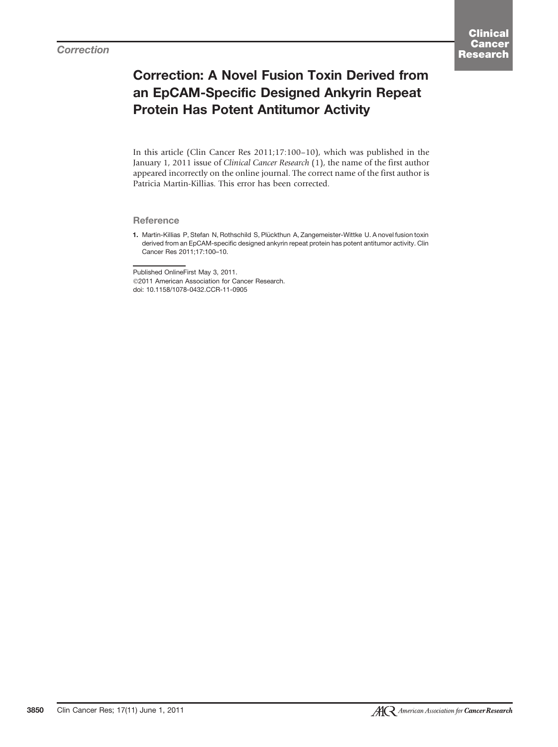*Correction*

# Correction: A Novel Fusion Toxin Derived from an EpCAM-Specific Designed Ankyrin Repeat Protein Has Potent Antitumor Activity

In this article (Clin Cancer Res 2011;17:100–10), which was published in the January 1, 2011 issue of *Clinical Cancer Research* (1), the name of the first author appeared incorrectly on the online journal. The correct name of the first author is Patricia Martin-Killias. This error has been corrected.

## Reference

1. Martin-Killias P, Stefan N, Rothschild S, Plückthun A, Zangemeister-Wittke U. A novel fusion toxin derived from an EpCAM-specific designed ankyrin repeat protein has potent antitumor activity. Clin Cancer Res 2011;17:100–10.

Published OnlineFirst May 3, 2011.
©2011 American Association for Cancer Research.
doi: 10.1158/1078-0432.CCR-11-0905